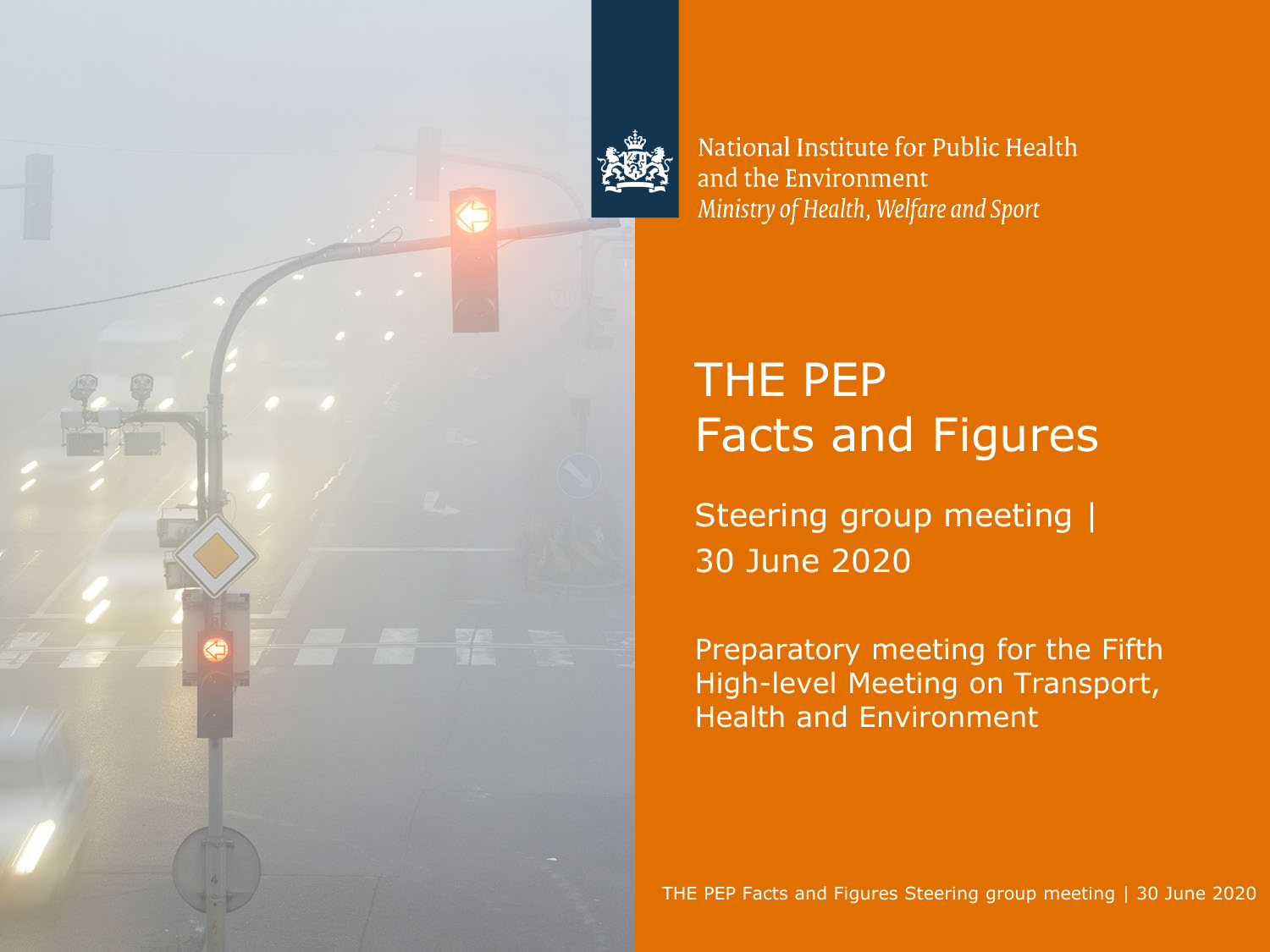National Institute for Public Health
and the Environment
*Ministry of Health, Welfare and Sport*

# THE PEP
# Facts and Figures

Steering group meeting | 30 June 2020

Preparatory meeting for the Fifth High-level Meeting on Transport, Health and Environment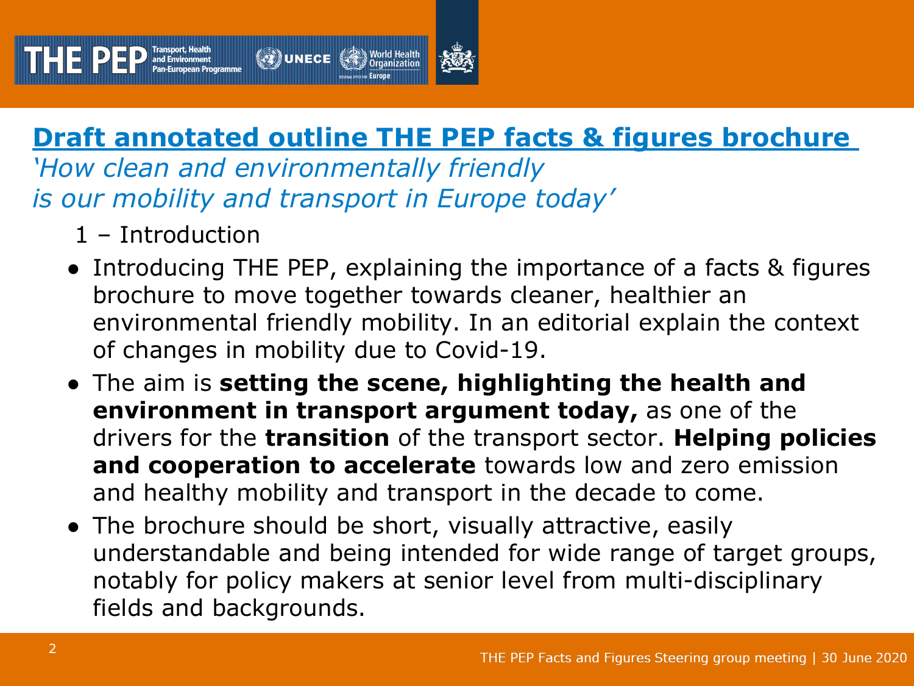## Draft annotated outline THE PEP facts & figures brochure

*'How clean and environmentally friendly is our mobility and transport in Europe today'*

1 – Introduction

- Introducing THE PEP, explaining the importance of a facts & figures brochure to move together towards cleaner, healthier an environmental friendly mobility. In an editorial explain the context of changes in mobility due to Covid-19.
- The aim is **setting the scene, highlighting the health and environment in transport argument today,** as one of the drivers for the **transition** of the transport sector. **Helping policies and cooperation to accelerate** towards low and zero emission and healthy mobility and transport in the decade to come.
- The brochure should be short, visually attractive, easily understandable and being intended for wide range of target groups, notably for policy makers at senior level from multi-disciplinary fields and backgrounds.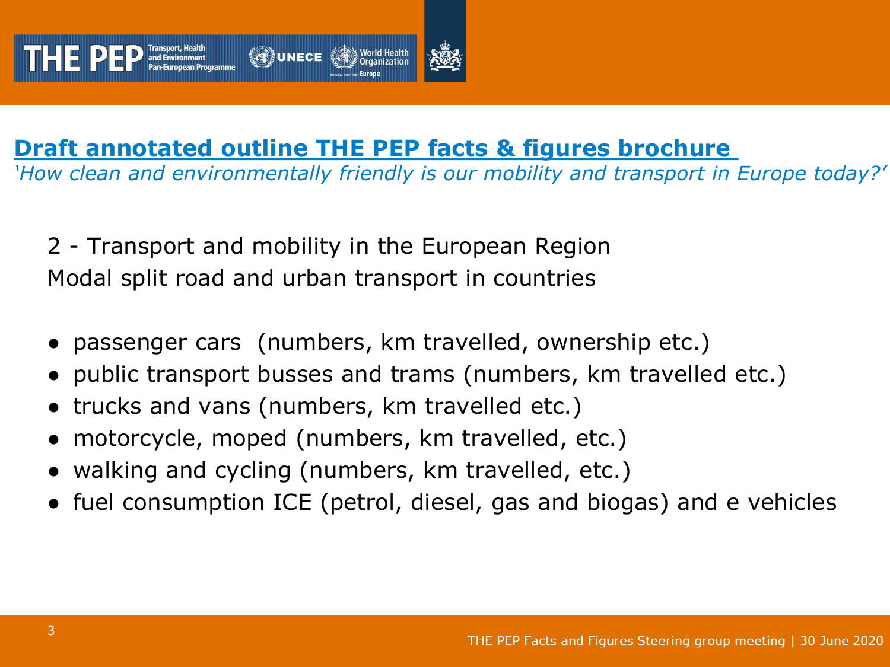## Draft annotated outline THE PEP facts & figures brochure

*'How clean and environmentally friendly is our mobility and transport in Europe today?'*

2 - Transport and mobility in the European Region
Modal split road and urban transport in countries

- passenger cars (numbers, km travelled, ownership etc.)
- public transport busses and trams (numbers, km travelled etc.)
- trucks and vans (numbers, km travelled etc.)
- motorcycle, moped (numbers, km travelled, etc.)
- walking and cycling (numbers, km travelled, etc.)
- fuel consumption ICE (petrol, diesel, gas and biogas) and e vehicles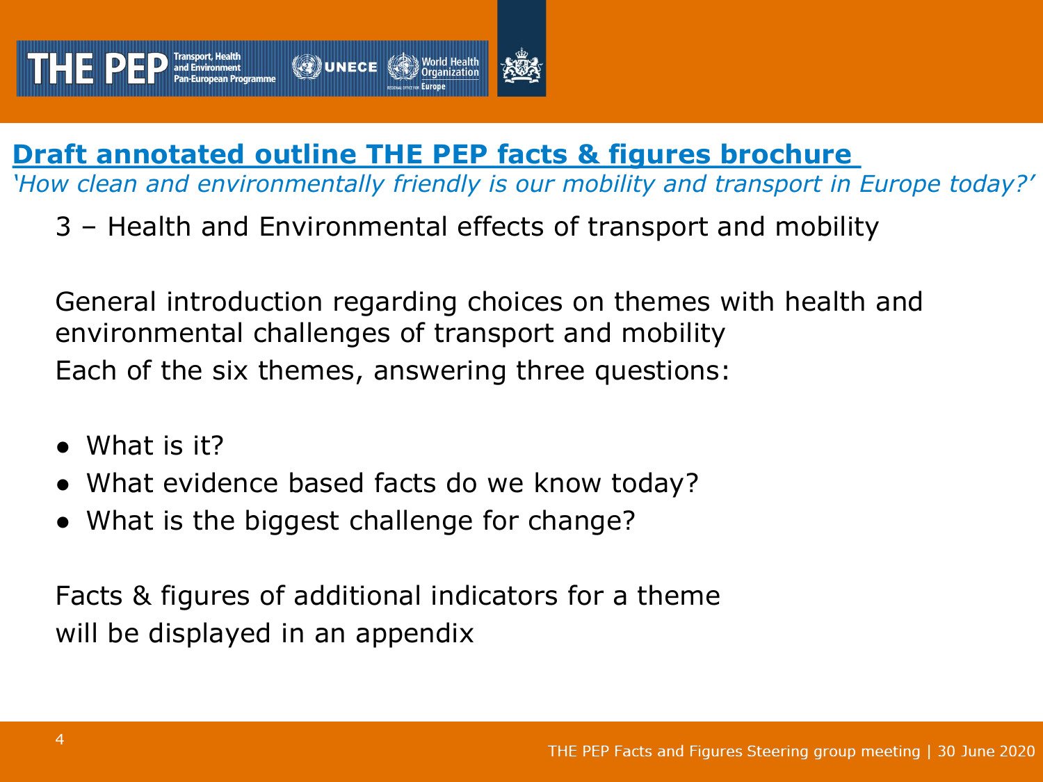## Draft annotated outline THE PEP facts & figures brochure

*'How clean and environmentally friendly is our mobility and transport in Europe today?'*

3 – Health and Environmental effects of transport and mobility

General introduction regarding choices on themes with health and environmental challenges of transport and mobility

Each of the six themes, answering three questions:

- What is it?
- What evidence based facts do we know today?
- What is the biggest challenge for change?

Facts & figures of additional indicators for a theme will be displayed in an appendix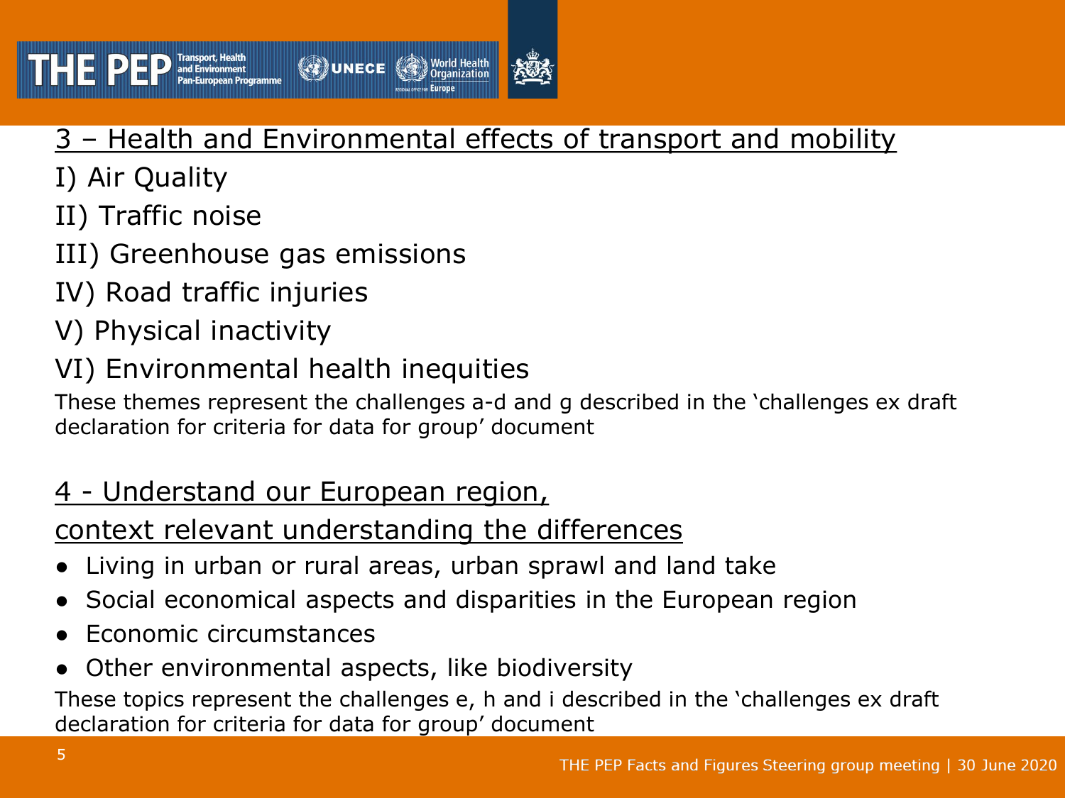## 3 – Health and Environmental effects of transport and mobility

I) Air Quality

II) Traffic noise

III) Greenhouse gas emissions

IV) Road traffic injuries

V) Physical inactivity

VI) Environmental health inequities

These themes represent the challenges a-d and g described in the 'challenges ex draft declaration for criteria for data for group' document

## 4 - Understand our European region, context relevant understanding the differences

- Living in urban or rural areas, urban sprawl and land take
- Social economical aspects and disparities in the European region
- Economic circumstances
- Other environmental aspects, like biodiversity

These topics represent the challenges e, h and i described in the 'challenges ex draft declaration for criteria for data for group' document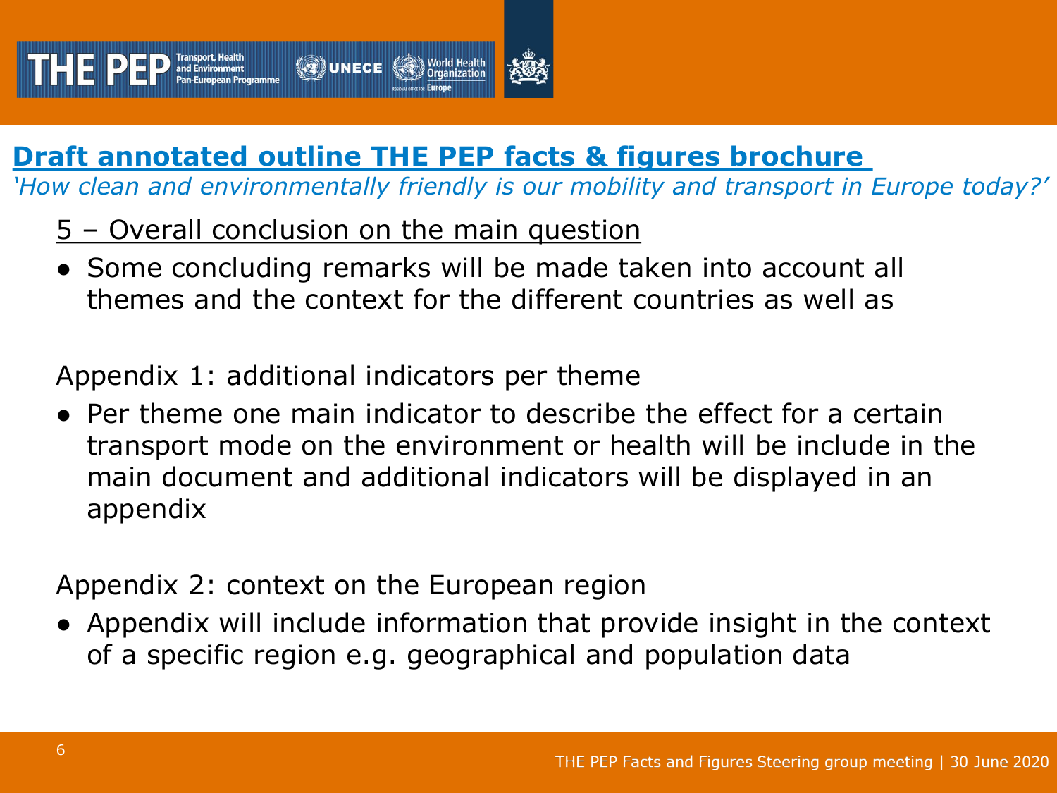## Draft annotated outline THE PEP facts & figures brochure

*'How clean and environmentally friendly is our mobility and transport in Europe today?'*

### 5 – Overall conclusion on the main question

- Some concluding remarks will be made taken into account all themes and the context for the different countries as well as

### Appendix 1: additional indicators per theme

- Per theme one main indicator to describe the effect for a certain transport mode on the environment or health will be include in the main document and additional indicators will be displayed in an appendix

### Appendix 2: context on the European region

- Appendix will include information that provide insight in the context of a specific region e.g. geographical and population data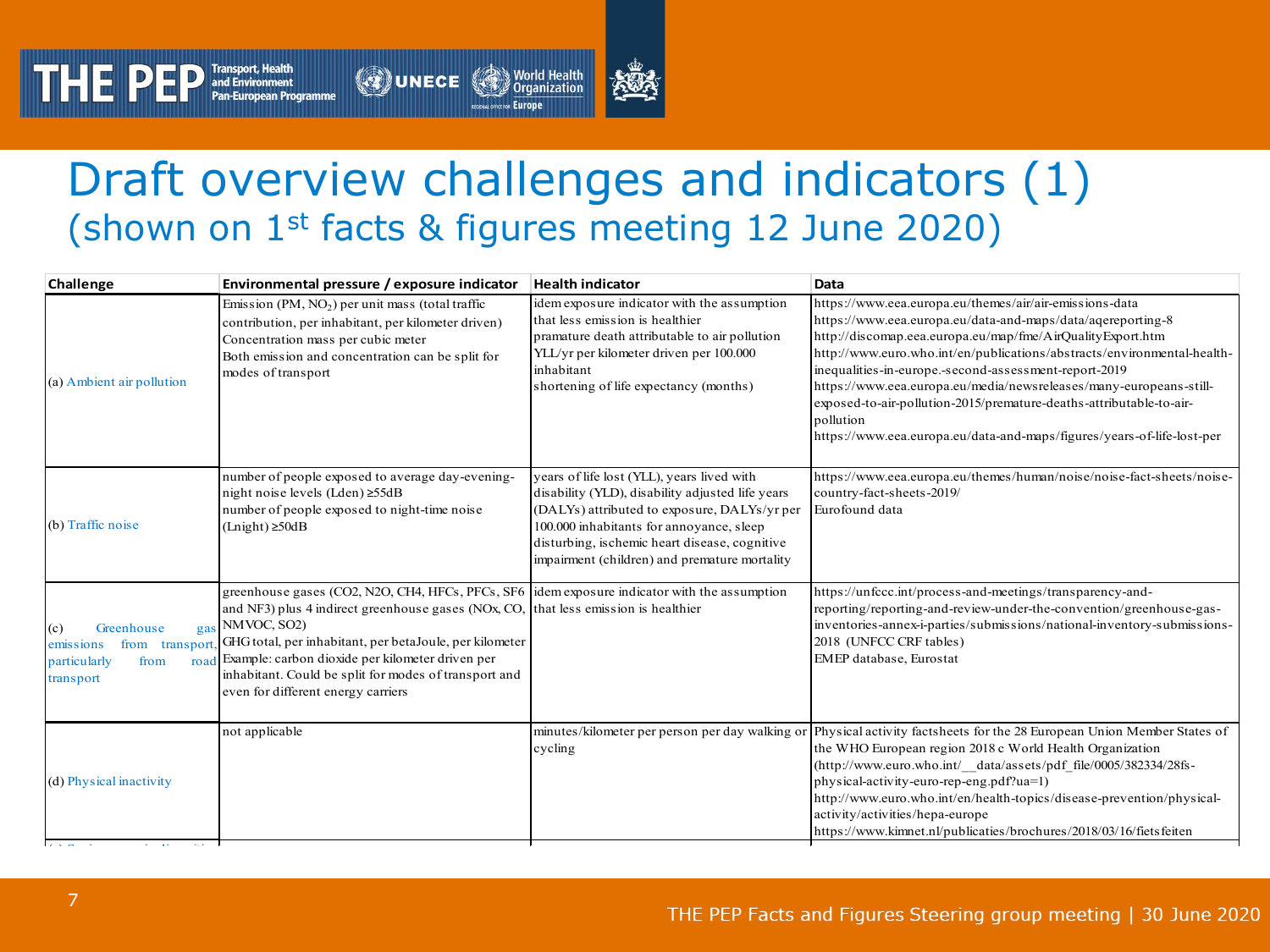# Draft overview challenges and indicators (1)

## (shown on 1st facts & figures meeting 12 June 2020)

| Challenge | Environmental pressure / exposure indicator | Health indicator | Data |
|---|---|---|---|
| (a) Ambient air pollution | Emission (PM, $NO_2$) per unit mass (total traffic contribution, per inhabitant, per kilometer driven)<br>Concentration mass per cubic meter<br>Both emission and concentration can be split for modes of transport | idem exposure indicator with the assumption that less emission is healthier<br>pramature death attributable to air pollution<br>YLL/yr per kilometer driven per 100.000 inhabitant<br>shortening of life expectancy (months) | https://www.eea.europa.eu/themes/air/air-emissions-data<br>https://www.eea.europa.eu/data-and-maps/data/aqereporting-8<br>http://discomap.eea.europa.eu/map/fme/AirQualityExport.htm<br>http://www.euro.who.int/en/publications/abstracts/environmental-health-inequalities-in-europe.-second-assessment-report-2019<br>https://www.eea.europa.eu/media/newsreleases/many-europeans-still-exposed-to-air-pollution-2015/premature-deaths-attributable-to-air-pollution<br>https://www.eea.europa.eu/data-and-maps/figures/years-of-life-lost-per |
| (b) Traffic noise | number of people exposed to average day-evening-night noise levels (Lden) ≥55dB<br>number of people exposed to night-time noise (Lnight) ≥50dB | years of life lost (YLL), years lived with disability (YLD), disability adjusted life years (DALYs) attributed to exposure, DALYs/yr per 100.000 inhabitants for annoyance, sleep disturbing, ischemic heart disease, cognitive impairment (children) and premature mortality | https://www.eea.europa.eu/themes/human/noise/noise-fact-sheets/noise-country-fact-sheets-2019/<br>Eurofound data |
| (c) Greenhouse gas emissions from transport, particularly from road transport | greenhouse gases (CO2, N2O, CH4, HFCs, PFCs, SF6 and NF3) plus 4 indirect greenhouse gases (NOx, CO, NMVOC, SO2)<br>GHG total, per inhabitant, per betaJoule, per kilometer<br>Example: carbon dioxide per kilometer driven per inhabitant. Could be split for modes of transport and even for different energy carriers | idem exposure indicator with the assumption that less emission is healthier | https://unfccc.int/process-and-meetings/transparency-and-reporting/reporting-and-review-under-the-convention/greenhouse-gas-inventories-annex-i-parties/submissions/national-inventory-submissions-2018 (UNFCCC CRF tables)<br>EMEP database, Eurostat |
| (d) Physical inactivity | not applicable | minutes/kilometer per person per day walking or cycling | Physical activity factsheets for the 28 European Union Member States of the WHO European region 2018 c World Health Organization (http://www.euro.who.int/__data/assets/pdf_file/0005/382334/28fs-physical-activity-euro-rep-eng.pdf?ua=1)<br>http://www.euro.who.int/en/health-topics/disease-prevention/physical-activity/activities/hepa-europe<br>https://www.kimnet.nl/publicaties/brochures/2018/03/16/fietsfeiten |

THE PEP Facts and Figures Steering group meeting | 30 June 2020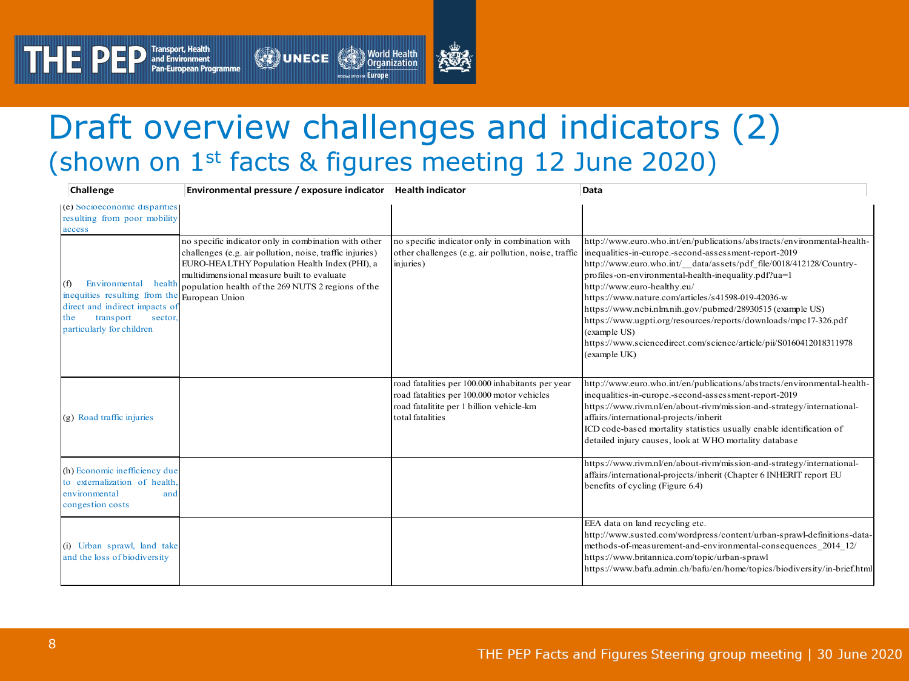# Draft overview challenges and indicators (2)

## (shown on 1st facts & figures meeting 12 June 2020)

| Challenge | Environmental pressure / exposure indicator | Health indicator | Data |
|---|---|---|---|
| (e) Socioeconomic disparities resulting from poor mobility access | | | |
| (f) Environmental health inequities resulting from the direct and indirect impacts of the transport sector, particularly for children | no specific indicator only in combination with other challenges (e.g. air pollution, noise, traffic injuries) EURO-HEALTHY Population Health Index (PHI), a multidimensional measure built to evaluate population health of the 269 NUTS 2 regions of the European Union | no specific indicator only in combination with other challenges (e.g. air pollution, noise, traffic injuries) | http://www.euro.who.int/en/publications/abstracts/environmental-health-inequalities-in-europe.-second-assessment-report-2019 http://www.euro.who.int/__data/assets/pdf_file/0018/412128/Country-profiles-on-environmental-health-inequality.pdf?ua=1 http://www.euro-healthy.eu/ https://www.nature.com/articles/s41598-019-42036-w https://www.ncbi.nlm.nih.gov/pubmed/28930515 (example US) https://www.ugpti.org/resources/reports/downloads/mpc17-326.pdf (example US) https://www.sciencedirect.com/science/article/pii/S0160412018311978 (example UK) |
| (g) Road traffic injuries | | road fatalities per 100.000 inhabitants per year road fatalities per 100.000 motor vehicles road fatalitite per 1 billion vehicle-km total fatalities | http://www.euro.who.int/en/publications/abstracts/environmental-health-inequalities-in-europe.-second-assessment-report-2019 https://www.rivm.nl/en/about-rivm/mission-and-strategy/international-affairs/international-projects/inherit ICD code-based mortality statistics usually enable identification of detailed injury causes, look at WHO mortality database |
| (h) Economic inefficiency due to externalization of health, environmental and congestion costs | | | https://www.rivm.nl/en/about-rivm/mission-and-strategy/international-affairs/international-projects/inherit (Chapter 6 INHERIT report EU benefits of cycling (Figure 6.4) |
| (i) Urban sprawl, land take and the loss of biodiversity | | | EEA data on land recycling etc. http://www.susted.com/wordpress/content/urban-sprawl-definitions-data-methods-of-measurement-and-environmental-consequences_2014_12/ https://www.britannica.com/topic/urban-sprawl https://www.bafu.admin.ch/bafu/en/home/topics/biodiversity/in-brief.html |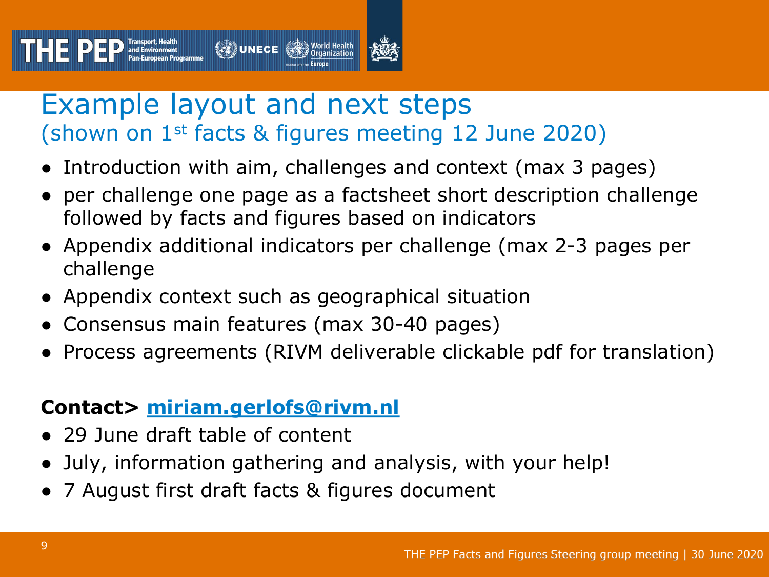# Example layout and next steps
## (shown on 1st facts & figures meeting 12 June 2020)

- Introduction with aim, challenges and context (max 3 pages)
- per challenge one page as a factsheet short description challenge followed by facts and figures based on indicators
- Appendix additional indicators per challenge (max 2-3 pages per challenge
- Appendix context such as geographical situation
- Consensus main features (max 30-40 pages)
- Process agreements (RIVM deliverable clickable pdf for translation)

**Contact> miriam.gerlofs@rivm.nl**

- 29 June draft table of content
- July, information gathering and analysis, with your help!
- 7 August first draft facts & figures document